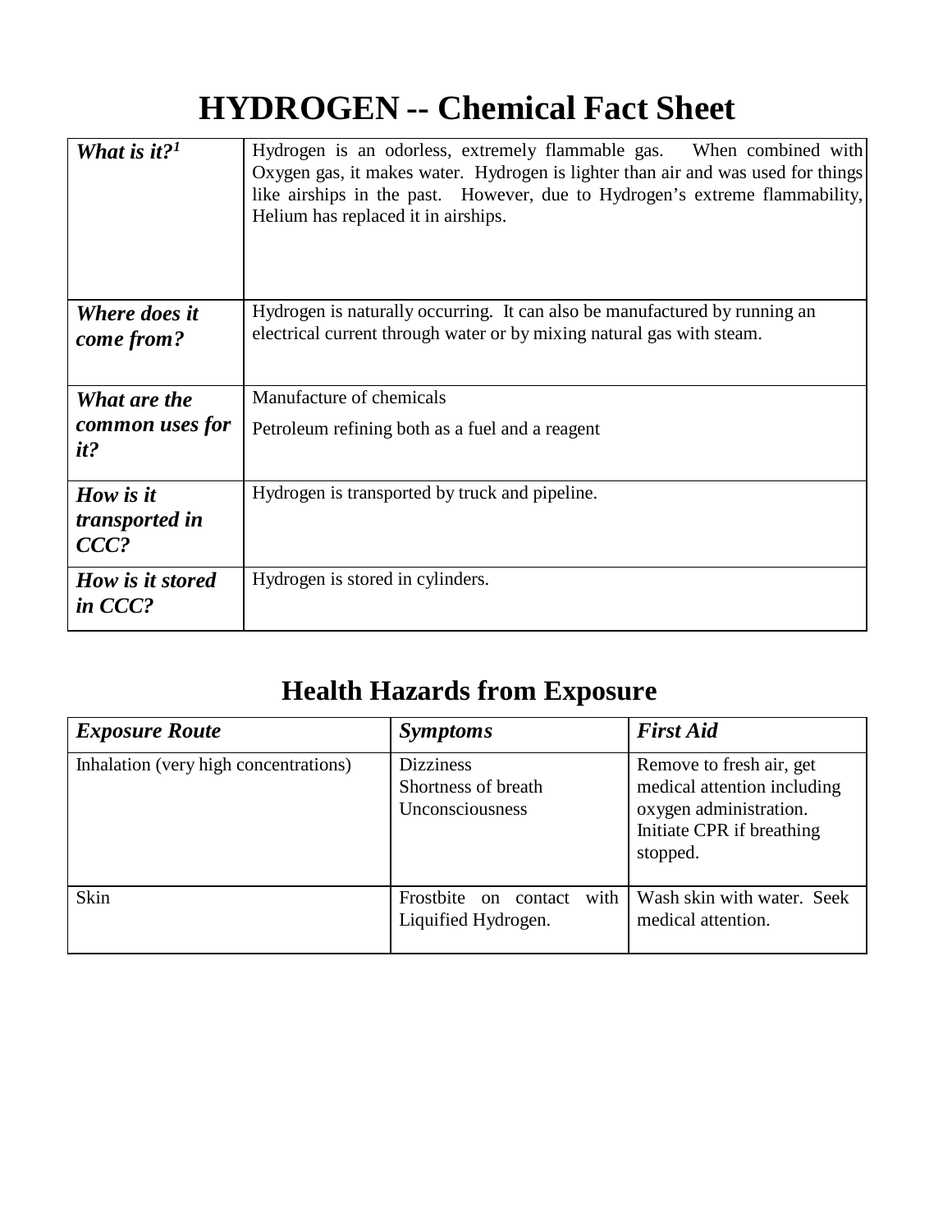# HYDROGEN -- Chemical Fact Sheet

| | |
|---|---|
| ***What is it?***[1] | Hydrogen is an odorless, extremely flammable gas. When combined with Oxygen gas, it makes water. Hydrogen is lighter than air and was used for things like airships in the past. However, due to Hydrogen's extreme flammability, Helium has replaced it in airships. |
| ***Where does it come from?*** | Hydrogen is naturally occurring. It can also be manufactured by running an electrical current through water or by mixing natural gas with steam. |
| ***What are the common uses for it?*** | Manufacture of chemicals<br>Petroleum refining both as a fuel and a reagent |
| ***How is it transported in CCC?*** | Hydrogen is transported by truck and pipeline. |
| ***How is it stored in CCC?*** | Hydrogen is stored in cylinders. |

## Health Hazards from Exposure

| *Exposure Route* | *Symptoms* | *First Aid* |
|---|---|---|
| Inhalation (very high concentrations) | Dizziness<br>Shortness of breath<br>Unconsciousness | Remove to fresh air, get medical attention including oxygen administration. Initiate CPR if breathing stopped. |
| Skin | Frostbite on contact with Liquified Hydrogen. | Wash skin with water. Seek medical attention. |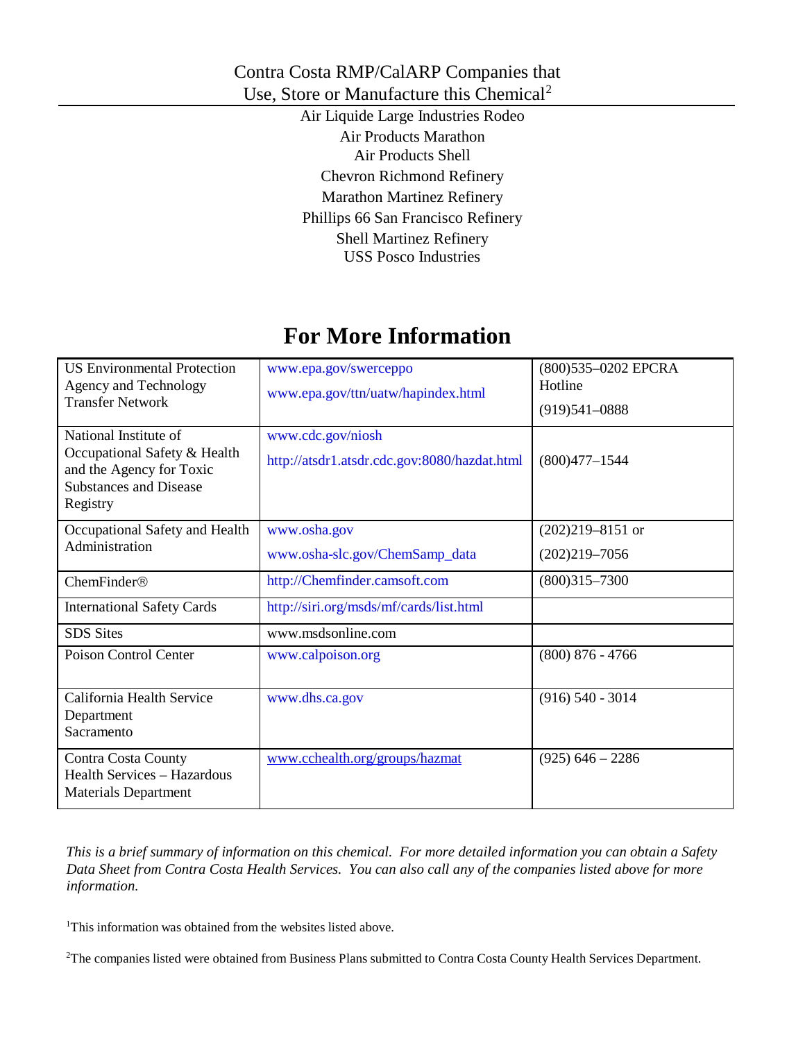Contra Costa RMP/CalARP Companies that
Use, Store or Manufacture this Chemical[2]

Air Liquide Large Industries Rodeo
Air Products Marathon
Air Products Shell
Chevron Richmond Refinery
Marathon Martinez Refinery
Phillips 66 San Francisco Refinery
Shell Martinez Refinery
USS Posco Industries

# For More Information

| | | |
|---|---|---|
| US Environmental Protection Agency and Technology Transfer Network | www.epa.gov/swerceppo<br>www.epa.gov/ttn/uatw/hapindex.html | (800)535–0202 EPCRA Hotline<br>(919)541–0888 |
| National Institute of Occupational Safety & Health and the Agency for Toxic Substances and Disease Registry | www.cdc.gov/niosh<br>http://atsdr1.atsdr.cdc.gov:8080/hazdat.html | (800)477–1544 |
| Occupational Safety and Health Administration | www.osha.gov<br>www.osha-slc.gov/ChemSamp_data | (202)219–8151 or<br>(202)219–7056 |
| ChemFinder® | http://Chemfinder.camsoft.com | (800)315–7300 |
| International Safety Cards | http://siri.org/msds/mf/cards/list.html | |
| SDS Sites | www.msdsonline.com | |
| Poison Control Center | www.calpoison.org | (800) 876 - 4766 |
| California Health Service Department Sacramento | www.dhs.ca.gov | (916) 540 - 3014 |
| Contra Costa County Health Services – Hazardous Materials Department | www.cchealth.org/groups/hazmat | (925) 646 – 2286 |

*This is a brief summary of information on this chemical. For more detailed information you can obtain a Safety Data Sheet from Contra Costa Health Services. You can also call any of the companies listed above for more information.*

[1]This information was obtained from the websites listed above.

[2]The companies listed were obtained from Business Plans submitted to Contra Costa County Health Services Department.